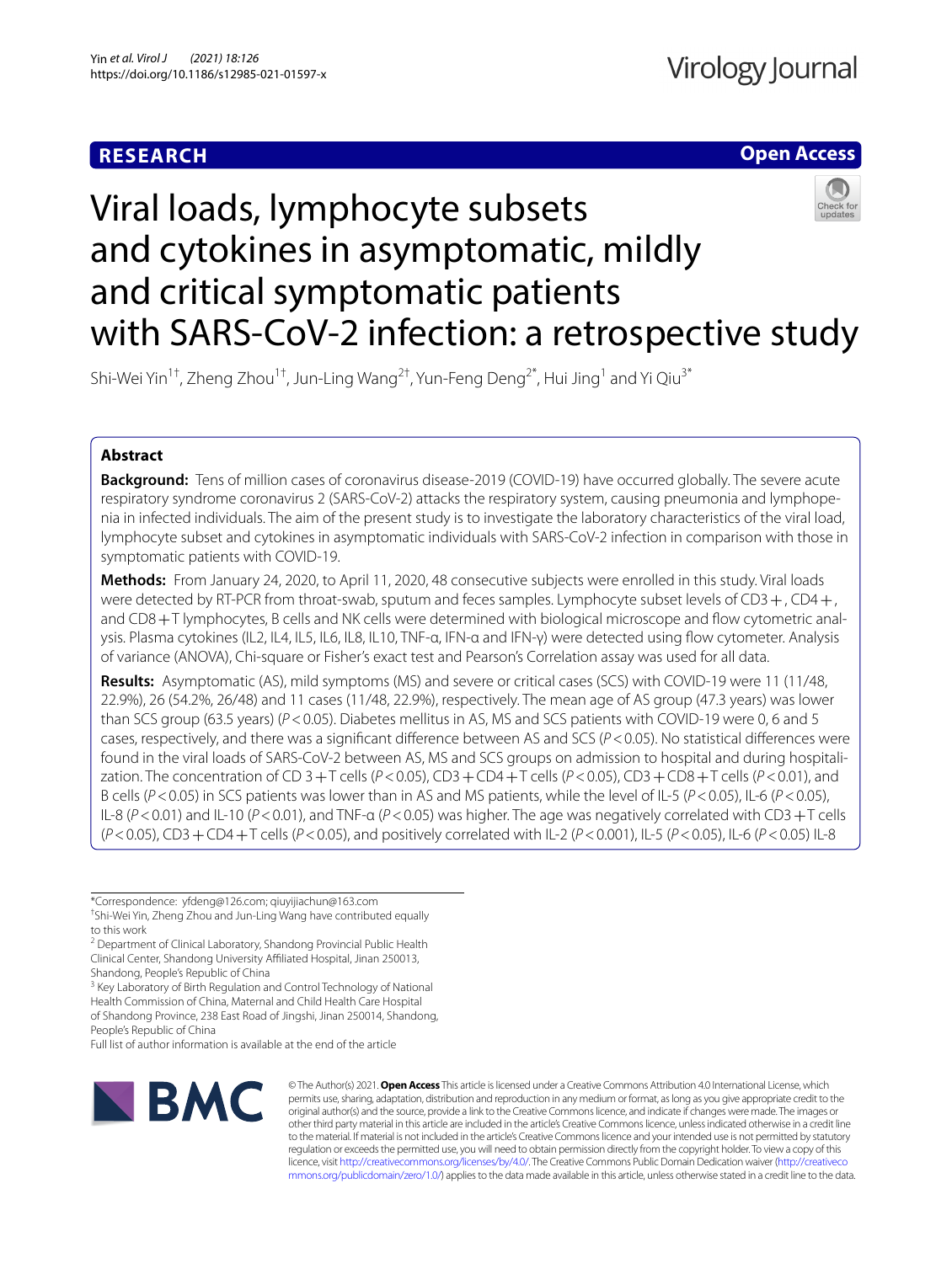RESEARCH

Open Access

# Viral loads, lymphocyte subsets and cytokines in asymptomatic, mildly and critical symptomatic patients with SARS-CoV-2 infection: a retrospective study

Shi-Wei Yin[1†], Zheng Zhou[1†], Jun-Ling Wang[2†], Yun-Feng Deng[2*], Hui Jing[1] and Yi Qiu[3*]

## Abstract

**Background:** Tens of million cases of coronavirus disease-2019 (COVID-19) have occurred globally. The severe acute respiratory syndrome coronavirus 2 (SARS-CoV-2) attacks the respiratory system, causing pneumonia and lymphopenia in infected individuals. The aim of the present study is to investigate the laboratory characteristics of the viral load, lymphocyte subset and cytokines in asymptomatic individuals with SARS-CoV-2 infection in comparison with those in symptomatic patients with COVID-19.

**Methods:** From January 24, 2020, to April 11, 2020, 48 consecutive subjects were enrolled in this study. Viral loads were detected by RT-PCR from throat-swab, sputum and feces samples. Lymphocyte subset levels of CD3+, CD4+, and CD8+T lymphocytes, B cells and NK cells were determined with biological microscope and flow cytometric analysis. Plasma cytokines (IL2, IL4, IL5, IL6, IL8, IL10, TNF-α, IFN-α and IFN-γ) were detected using flow cytometer. Analysis of variance (ANOVA), Chi-square or Fisher's exact test and Pearson's Correlation assay was used for all data.

**Results:** Asymptomatic (AS), mild symptoms (MS) and severe or critical cases (SCS) with COVID-19 were 11 (11/48, 22.9%), 26 (54.2%, 26/48) and 11 cases (11/48, 22.9%), respectively. The mean age of AS group (47.3 years) was lower than SCS group (63.5 years) ($P < 0.05$). Diabetes mellitus in AS, MS and SCS patients with COVID-19 were 0, 6 and 5 cases, respectively, and there was a significant difference between AS and SCS ($P < 0.05$). No statistical differences were found in the viral loads of SARS-CoV-2 between AS, MS and SCS groups on admission to hospital and during hospitalization. The concentration of CD 3+T cells ($P < 0.05$), CD3+CD4+T cells ($P < 0.05$), CD3+CD8+T cells ($P < 0.01$), and B cells ($P < 0.05$) in SCS patients was lower than in AS and MS patients, while the level of IL-5 ($P < 0.05$), IL-6 ($P < 0.05$), IL-8 ($P < 0.01$) and IL-10 ($P < 0.01$), and TNF-α ($P < 0.05$) was higher. The age was negatively correlated with CD3+T cells ($P < 0.05$), CD3+CD4+T cells ($P < 0.05$), and positively correlated with IL-2 ($P < 0.001$), IL-5 ($P < 0.05$), IL-6 ($P < 0.05$) IL-8

*Correspondence: yfdeng@126.com; qiuyijiachun@163.com

†Shi-Wei Yin, Zheng Zhou and Jun-Ling Wang have contributed equally to this work

2 Department of Clinical Laboratory, Shandong Provincial Public Health Clinical Center, Shandong University Affiliated Hospital, Jinan 250013, Shandong, People's Republic of China

3 Key Laboratory of Birth Regulation and Control Technology of National Health Commission of China, Maternal and Child Health Care Hospital of Shandong Province, 238 East Road of Jingshi, Jinan 250014, Shandong, People's Republic of China

Full list of author information is available at the end of the article

© The Author(s) 2021. **Open Access** This article is licensed under a Creative Commons Attribution 4.0 International License, which permits use, sharing, adaptation, distribution and reproduction in any medium or format, as long as you give appropriate credit to the original author(s) and the source, provide a link to the Creative Commons licence, and indicate if changes were made. The images or other third party material in this article are included in the article's Creative Commons licence, unless indicated otherwise in a credit line to the material. If material is not included in the article's Creative Commons licence and your intended use is not permitted by statutory regulation or exceeds the permitted use, you will need to obtain permission directly from the copyright holder. To view a copy of this licence, visit http://creativecommons.org/licenses/by/4.0/. The Creative Commons Public Domain Dedication waiver (http://creativecommons.org/publicdomain/zero/1.0/) applies to the data made available in this article, unless otherwise stated in a credit line to the data.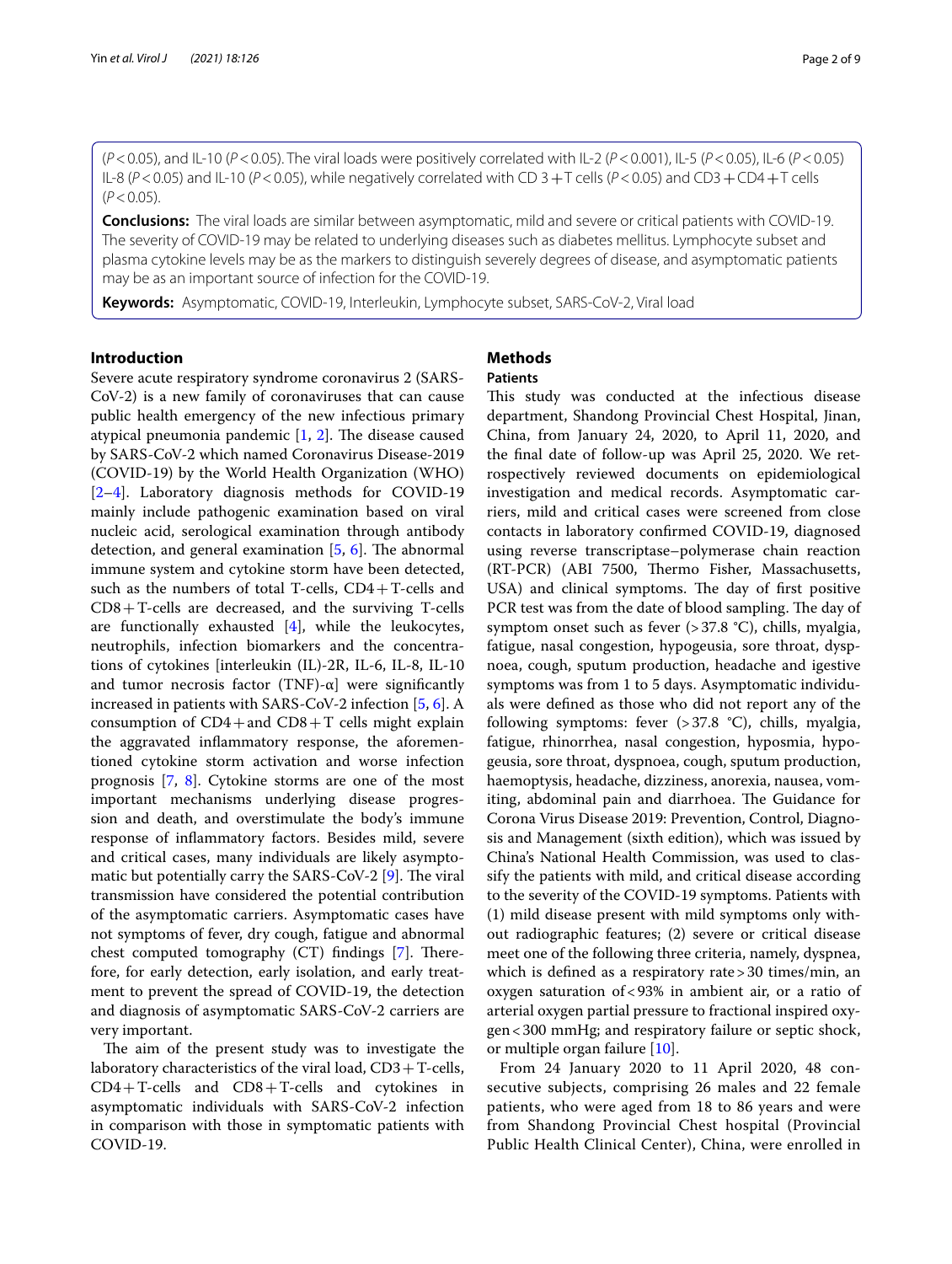($P < 0.05$), and IL-10 ($P < 0.05$). The viral loads were positively correlated with IL-2 ($P < 0.001$), IL-5 ($P < 0.05$), IL-6 ($P < 0.05$) IL-8 ($P < 0.05$) and IL-10 ($P < 0.05$), while negatively correlated with CD 3+T cells ($P < 0.05$) and CD3+CD4+T cells ($P < 0.05$).

**Conclusions:** The viral loads are similar between asymptomatic, mild and severe or critical patients with COVID-19. The severity of COVID-19 may be related to underlying diseases such as diabetes mellitus. Lymphocyte subset and plasma cytokine levels may be as the markers to distinguish severely degrees of disease, and asymptomatic patients may be as an important source of infection for the COVID-19.

**Keywords:** Asymptomatic, COVID-19, Interleukin, Lymphocyte subset, SARS-CoV-2, Viral load

## Introduction

Severe acute respiratory syndrome coronavirus 2 (SARS-CoV-2) is a new family of coronaviruses that can cause public health emergency of the new infectious primary atypical pneumonia pandemic [1, 2]. The disease caused by SARS-CoV-2 which named Coronavirus Disease-2019 (COVID-19) by the World Health Organization (WHO) [2–4]. Laboratory diagnosis methods for COVID-19 mainly include pathogenic examination based on viral nucleic acid, serological examination through antibody detection, and general examination [5, 6]. The abnormal immune system and cytokine storm have been detected, such as the numbers of total T-cells, CD4+T-cells and CD8+T-cells are decreased, and the surviving T-cells are functionally exhausted [4], while the leukocytes, neutrophils, infection biomarkers and the concentrations of cytokines [interleukin (IL)-2R, IL-6, IL-8, IL-10 and tumor necrosis factor (TNF)-α] were significantly increased in patients with SARS-CoV-2 infection [5, 6]. A consumption of CD4+and CD8+T cells might explain the aggravated inflammatory response, the aforementioned cytokine storm activation and worse infection prognosis [7, 8]. Cytokine storms are one of the most important mechanisms underlying disease progression and death, and overstimulate the body's immune response of inflammatory factors. Besides mild, severe and critical cases, many individuals are likely asymptomatic but potentially carry the SARS-CoV-2 [9]. The viral transmission have considered the potential contribution of the asymptomatic carriers. Asymptomatic cases have not symptoms of fever, dry cough, fatigue and abnormal chest computed tomography (CT) findings [7]. Therefore, for early detection, early isolation, and early treatment to prevent the spread of COVID-19, the detection and diagnosis of asymptomatic SARS-CoV-2 carriers are very important.

The aim of the present study was to investigate the laboratory characteristics of the viral load, CD3+T-cells, CD4+T-cells and CD8+T-cells and cytokines in asymptomatic individuals with SARS-CoV-2 infection in comparison with those in symptomatic patients with COVID-19.

## Methods

### Patients

This study was conducted at the infectious disease department, Shandong Provincial Chest Hospital, Jinan, China, from January 24, 2020, to April 11, 2020, and the final date of follow-up was April 25, 2020. We retrospectively reviewed documents on epidemiological investigation and medical records. Asymptomatic carriers, mild and critical cases were screened from close contacts in laboratory confirmed COVID-19, diagnosed using reverse transcriptase–polymerase chain reaction (RT-PCR) (ABI 7500, Thermo Fisher, Massachusetts, USA) and clinical symptoms. The day of first positive PCR test was from the date of blood sampling. The day of symptom onset such as fever (>37.8 °C), chills, myalgia, fatigue, nasal congestion, hypogeusia, sore throat, dyspnoea, cough, sputum production, headache and igestive symptoms was from 1 to 5 days. Asymptomatic individuals were defined as those who did not report any of the following symptoms: fever (>37.8 °C), chills, myalgia, fatigue, rhinorrhea, nasal congestion, hyposmia, hypogeusia, sore throat, dyspnoea, cough, sputum production, haemoptysis, headache, dizziness, anorexia, nausea, vomiting, abdominal pain and diarrhoea. The Guidance for Corona Virus Disease 2019: Prevention, Control, Diagnosis and Management (sixth edition), which was issued by China's National Health Commission, was used to classify the patients with mild, and critical disease according to the severity of the COVID-19 symptoms. Patients with (1) mild disease present with mild symptoms only without radiographic features; (2) severe or critical disease meet one of the following three criteria, namely, dyspnea, which is defined as a respiratory rate>30 times/min, an oxygen saturation of<93% in ambient air, or a ratio of arterial oxygen partial pressure to fractional inspired oxygen<300 mmHg; and respiratory failure or septic shock, or multiple organ failure [10].

From 24 January 2020 to 11 April 2020, 48 consecutive subjects, comprising 26 males and 22 female patients, who were aged from 18 to 86 years and were from Shandong Provincial Chest hospital (Provincial Public Health Clinical Center), China, were enrolled in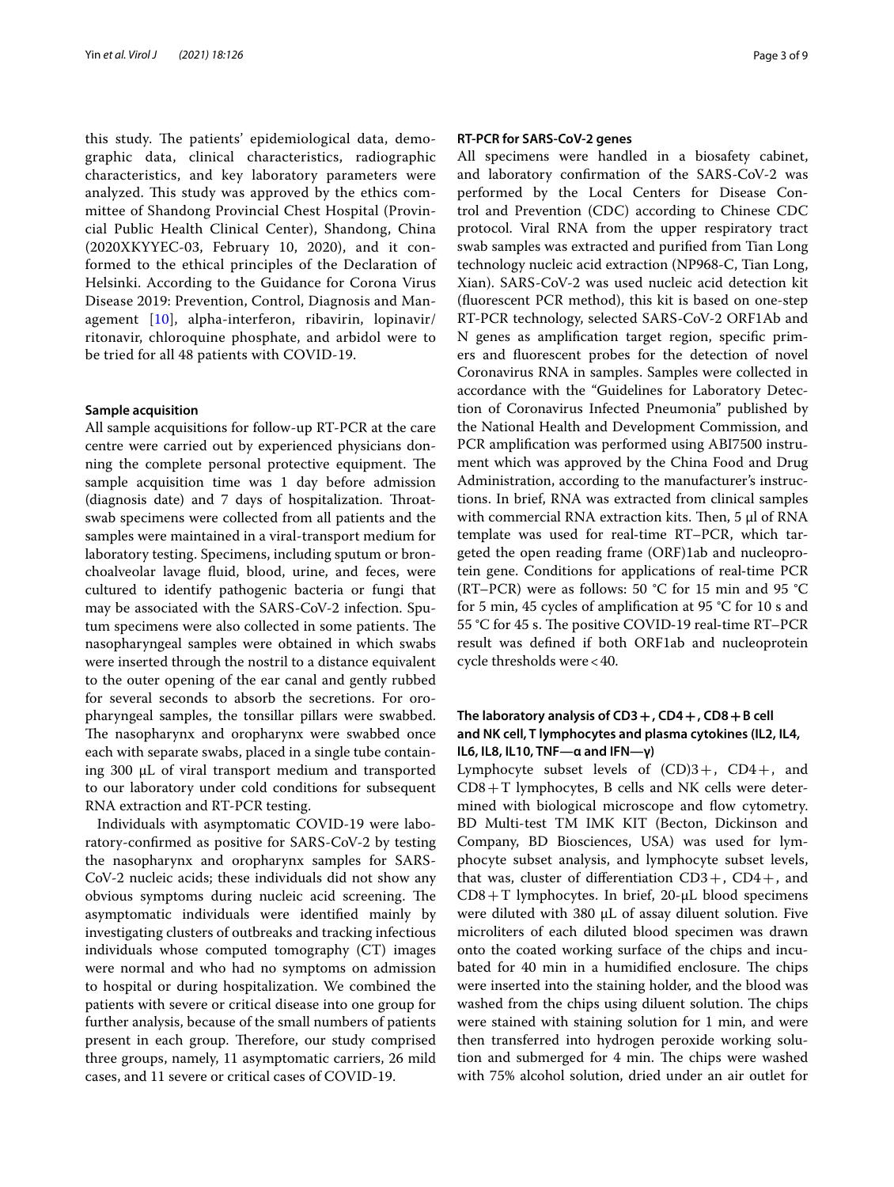this study. The patients' epidemiological data, demographic data, clinical characteristics, radiographic characteristics, and key laboratory parameters were analyzed. This study was approved by the ethics committee of Shandong Provincial Chest Hospital (Provincial Public Health Clinical Center), Shandong, China (2020XKYYEC-03, February 10, 2020), and it conformed to the ethical principles of the Declaration of Helsinki. According to the Guidance for Corona Virus Disease 2019: Prevention, Control, Diagnosis and Management [10], alpha-interferon, ribavirin, lopinavir/ritonavir, chloroquine phosphate, and arbidol were to be tried for all 48 patients with COVID-19.

#### Sample acquisition

All sample acquisitions for follow-up RT-PCR at the care centre were carried out by experienced physicians donning the complete personal protective equipment. The sample acquisition time was 1 day before admission (diagnosis date) and 7 days of hospitalization. Throat-swab specimens were collected from all patients and the samples were maintained in a viral-transport medium for laboratory testing. Specimens, including sputum or bronchoalveolar lavage fluid, blood, urine, and feces, were cultured to identify pathogenic bacteria or fungi that may be associated with the SARS-CoV-2 infection. Sputum specimens were also collected in some patients. The nasopharyngeal samples were obtained in which swabs were inserted through the nostril to a distance equivalent to the outer opening of the ear canal and gently rubbed for several seconds to absorb the secretions. For oropharyngeal samples, the tonsillar pillars were swabbed. The nasopharynx and oropharynx were swabbed once each with separate swabs, placed in a single tube containing 300 μL of viral transport medium and transported to our laboratory under cold conditions for subsequent RNA extraction and RT-PCR testing.

Individuals with asymptomatic COVID-19 were laboratory-confirmed as positive for SARS-CoV-2 by testing the nasopharynx and oropharynx samples for SARS-CoV-2 nucleic acids; these individuals did not show any obvious symptoms during nucleic acid screening. The asymptomatic individuals were identified mainly by investigating clusters of outbreaks and tracking infectious individuals whose computed tomography (CT) images were normal and who had no symptoms on admission to hospital or during hospitalization. We combined the patients with severe or critical disease into one group for further analysis, because of the small numbers of patients present in each group. Therefore, our study comprised three groups, namely, 11 asymptomatic carriers, 26 mild cases, and 11 severe or critical cases of COVID-19.

#### RT-PCR for SARS-CoV-2 genes

All specimens were handled in a biosafety cabinet, and laboratory confirmation of the SARS-CoV-2 was performed by the Local Centers for Disease Control and Prevention (CDC) according to Chinese CDC protocol. Viral RNA from the upper respiratory tract swab samples was extracted and purified from Tian Long technology nucleic acid extraction (NP968-C, Tian Long, Xian). SARS-CoV-2 was used nucleic acid detection kit (fluorescent PCR method), this kit is based on one-step RT-PCR technology, selected SARS-CoV-2 ORF1Ab and N genes as amplification target region, specific primers and fluorescent probes for the detection of novel Coronavirus RNA in samples. Samples were collected in accordance with the "Guidelines for Laboratory Detection of Coronavirus Infected Pneumonia" published by the National Health and Development Commission, and PCR amplification was performed using ABI7500 instrument which was approved by the China Food and Drug Administration, according to the manufacturer's instructions. In brief, RNA was extracted from clinical samples with commercial RNA extraction kits. Then, 5 μl of RNA template was used for real-time RT–PCR, which targeted the open reading frame (ORF)1ab and nucleoprotein gene. Conditions for applications of real-time PCR (RT–PCR) were as follows: 50 °C for 15 min and 95 °C for 5 min, 45 cycles of amplification at 95 °C for 10 s and 55 °C for 45 s. The positive COVID-19 real-time RT–PCR result was defined if both ORF1ab and nucleoprotein cycle thresholds were < 40.

#### The laboratory analysis of CD3+, CD4+, CD8+B cell and NK cell, T lymphocytes and plasma cytokines (IL2, IL4, IL6, IL8, IL10, TNF—α and IFN—γ)

Lymphocyte subset levels of (CD)3+, CD4+, and CD8+T lymphocytes, B cells and NK cells were determined with biological microscope and flow cytometry. BD Multi-test TM IMK KIT (Becton, Dickinson and Company, BD Biosciences, USA) was used for lymphocyte subset analysis, and lymphocyte subset levels, that was, cluster of differentiation CD3+, CD4+, and CD8+T lymphocytes. In brief, 20-μL blood specimens were diluted with 380 μL of assay diluent solution. Five microliters of each diluted blood specimen was drawn onto the coated working surface of the chips and incubated for 40 min in a humidified enclosure. The chips were inserted into the staining holder, and the blood was washed from the chips using diluent solution. The chips were stained with staining solution for 1 min, and were then transferred into hydrogen peroxide working solution and submerged for 4 min. The chips were washed with 75% alcohol solution, dried under an air outlet for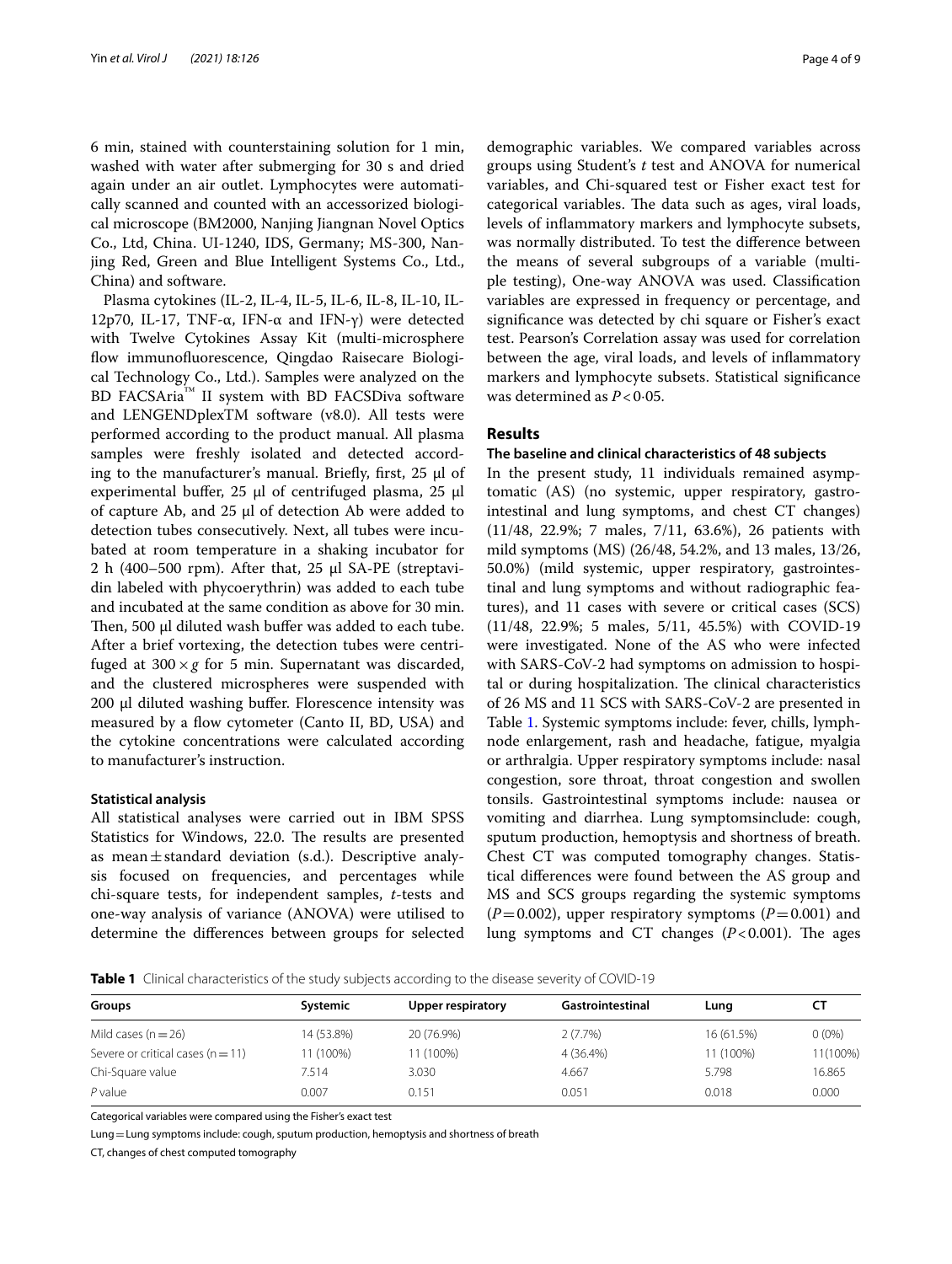6 min, stained with counterstaining solution for 1 min, washed with water after submerging for 30 s and dried again under an air outlet. Lymphocytes were automatically scanned and counted with an accessorized biological microscope (BM2000, Nanjing Jiangnan Novel Optics Co., Ltd, China. UI-1240, IDS, Germany; MS-300, Nanjing Red, Green and Blue Intelligent Systems Co., Ltd., China) and software.

Plasma cytokines (IL-2, IL-4, IL-5, IL-6, IL-8, IL-10, IL-12p70, IL-17, TNF-α, IFN-α and IFN-γ) were detected with Twelve Cytokines Assay Kit (multi-microsphere flow immunofluorescence, Qingdao Raisecare Biological Technology Co., Ltd.). Samples were analyzed on the BD FACSAria™ II system with BD FACSDiva software and LENGENDplexTM software (v8.0). All tests were performed according to the product manual. All plasma samples were freshly isolated and detected according to the manufacturer's manual. Briefly, first, 25 µl of experimental buffer, 25 µl of centrifuged plasma, 25 µl of capture Ab, and 25 µl of detection Ab were added to detection tubes consecutively. Next, all tubes were incubated at room temperature in a shaking incubator for 2 h (400–500 rpm). After that, 25 µl SA-PE (streptavidin labeled with phycoerythrin) was added to each tube and incubated at the same condition as above for 30 min. Then, 500 µl diluted wash buffer was added to each tube. After a brief vortexing, the detection tubes were centrifuged at $300 \times g$ for 5 min. Supernatant was discarded, and the clustered microspheres were suspended with 200 µl diluted washing buffer. Florescence intensity was measured by a flow cytometer (Canto II, BD, USA) and the cytokine concentrations were calculated according to manufacturer's instruction.

### Statistical analysis

All statistical analyses were carried out in IBM SPSS Statistics for Windows, 22.0. The results are presented as mean ± standard deviation (s.d.). Descriptive analysis focused on frequencies, and percentages while chi-square tests, for independent samples, *t*-tests and one-way analysis of variance (ANOVA) were utilised to determine the differences between groups for selected demographic variables. We compared variables across groups using Student's *t* test and ANOVA for numerical variables, and Chi-squared test or Fisher exact test for categorical variables. The data such as ages, viral loads, levels of inflammatory markers and lymphocyte subsets, was normally distributed. To test the difference between the means of several subgroups of a variable (multiple testing), One-way ANOVA was used. Classification variables are expressed in frequency or percentage, and significance was detected by chi square or Fisher's exact test. Pearson's Correlation assay was used for correlation between the age, viral loads, and levels of inflammatory markers and lymphocyte subsets. Statistical significance was determined as $P < 0{\cdot}05$.

## Results

### The baseline and clinical characteristics of 48 subjects

In the present study, 11 individuals remained asymptomatic (AS) (no systemic, upper respiratory, gastrointestinal and lung symptoms, and chest CT changes) (11/48, 22.9%; 7 males, 7/11, 63.6%), 26 patients with mild symptoms (MS) (26/48, 54.2%, and 13 males, 13/26, 50.0%) (mild systemic, upper respiratory, gastrointestinal and lung symptoms and without radiographic features), and 11 cases with severe or critical cases (SCS) (11/48, 22.9%; 5 males, 5/11, 45.5%) with COVID-19 were investigated. None of the AS who were infected with SARS-CoV-2 had symptoms on admission to hospital or during hospitalization. The clinical characteristics of 26 MS and 11 SCS with SARS-CoV-2 are presented in Table 1. Systemic symptoms include: fever, chills, lymphnode enlargement, rash and headache, fatigue, myalgia or arthralgia. Upper respiratory symptoms include: nasal congestion, sore throat, throat congestion and swollen tonsils. Gastrointestinal symptoms include: nausea or vomiting and diarrhea. Lung symptomsinclude: cough, sputum production, hemoptysis and shortness of breath. Chest CT was computed tomography changes. Statistical differences were found between the AS group and MS and SCS groups regarding the systemic symptoms ($P = 0.002$), upper respiratory symptoms ($P = 0.001$) and lung symptoms and CT changes ($P < 0.001$). The ages

**Table 1** Clinical characteristics of the study subjects according to the disease severity of COVID-19

| Groups | Systemic | Upper respiratory | Gastrointestinal | Lung | CT |
|---|---|---|---|---|---|
| Mild cases (n = 26) | 14 (53.8%) | 20 (76.9%) | 2 (7.7%) | 16 (61.5%) | 0 (0%) |
| Severe or critical cases (n = 11) | 11 (100%) | 11 (100%) | 4 (36.4%) | 11 (100%) | 11(100%) |
| Chi-Square value | 7.514 | 3.030 | 4.667 | 5.798 | 16.865 |
| *P* value | 0.007 | 0.151 | 0.051 | 0.018 | 0.000 |

Categorical variables were compared using the Fisher's exact test

Lung = Lung symptoms include: cough, sputum production, hemoptysis and shortness of breath

CT, changes of chest computed tomography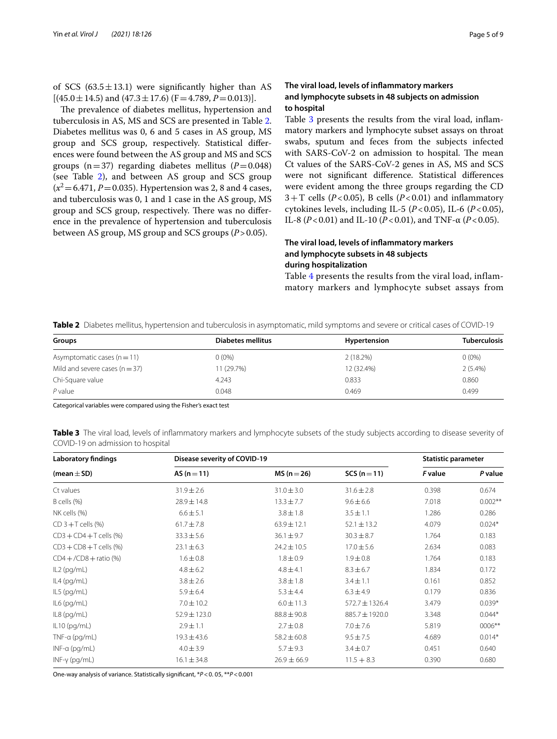of SCS (63.5 ± 13.1) were significantly higher than AS [(45.0 ± 14.5) and (47.3 ± 17.6) (F = 4.789, $P = 0.013$)].

The prevalence of diabetes mellitus, hypertension and tuberculosis in AS, MS and SCS are presented in Table 2. Diabetes mellitus was 0, 6 and 5 cases in AS group, MS group and SCS group, respectively. Statistical differences were found between the AS group and MS and SCS groups (n = 37) regarding diabetes mellitus ($P = 0.048$) (see Table 2), and between AS group and SCS group ($x^2 = 6.471$, $P = 0.035$). Hypertension was 2, 8 and 4 cases, and tuberculosis was 0, 1 and 1 case in the AS group, MS group and SCS group, respectively. There was no difference in the prevalence of hypertension and tuberculosis between AS group, MS group and SCS groups ($P > 0.05$).

### The viral load, levels of inflammatory markers and lymphocyte subsets in 48 subjects on admission to hospital

Table 3 presents the results from the viral load, inflammatory markers and lymphocyte subset assays on throat swabs, sputum and feces from the subjects infected with SARS-CoV-2 on admission to hospital. The mean Ct values of the SARS-CoV-2 genes in AS, MS and SCS were not significant difference. Statistical differences were evident among the three groups regarding the CD 3 + T cells ($P < 0.05$), B cells ($P < 0.01$) and inflammatory cytokines levels, including IL-5 ($P < 0.05$), IL-6 ($P < 0.05$), IL-8 ($P < 0.01$) and IL-10 ($P < 0.01$), and TNF-α ($P < 0.05$).

### The viral load, levels of inflammatory markers and lymphocyte subsets in 48 subjects during hospitalization

Table 4 presents the results from the viral load, inflammatory markers and lymphocyte subset assays from

**Table 2** Diabetes mellitus, hypertension and tuberculosis in asymptomatic, mild symptoms and severe or critical cases of COVID-19

| Groups | Diabetes mellitus | Hypertension | Tuberculosis |
|---|---|---|---|
| Asymptomatic cases (n = 11) | 0 (0%) | 2 (18.2%) | 0 (0%) |
| Mild and severe cases (n = 37) | 11 (29.7%) | 12 (32.4%) | 2 (5.4%) |
| Chi-Square value | 4.243 | 0.833 | 0.860 |
| *P* value | 0.048 | 0.469 | 0.499 |

Categorical variables were compared using the Fisher's exact test

**Table 3** The viral load, levels of inflammatory markers and lymphocyte subsets of the study subjects according to disease severity of COVID-19 on admission to hospital

| Laboratory findings | Disease severity of COVID-19 | | | Statistic parameter | |
|---|---|---|---|---|---|
| (mean ± SD) | AS (n = 11) | MS (n = 26) | SCS (n = 11) | *F* value | *P* value |
| Ct values | 31.9 ± 2.6 | 31.0 ± 3.0 | 31.6 ± 2.8 | 0.398 | 0.674 |
| B cells (%) | 28.9 ± 14.8 | 13.3 ± 7.7 | 9.6 ± 6.6 | 7.018 | 0.002** |
| NK cells (%) | 6.6 ± 5.1 | 3.8 ± 1.8 | 3.5 ± 1.1 | 1.286 | 0.286 |
| CD 3 + T cells (%) | 61.7 ± 7.8 | 63.9 ± 12.1 | 52.1 ± 13.2 | 4.079 | 0.024* |
| CD3 + CD4 + T cells (%) | 33.3 ± 5.6 | 36.1 ± 9.7 | 30.3 ± 8.7 | 1.764 | 0.183 |
| CD3 + CD8 + T cells (%) | 23.1 ± 6.3 | 24.2 ± 10.5 | 17.0 ± 5.6 | 2.634 | 0.083 |
| CD4 + /CD8 + ratio (%) | 1.6 ± 0.8 | 1.8 ± 0.9 | 1.9 ± 0.8 | 1.764 | 0.183 |
| IL2 (pg/mL) | 4.8 ± 6.2 | 4.8 ± 4.1 | 8.3 ± 6.7 | 1.834 | 0.172 |
| IL4 (pg/mL) | 3.8 ± 2.6 | 3.8 ± 1.8 | 3.4 ± 1.1 | 0.161 | 0.852 |
| IL5 (pg/mL) | 5.9 ± 6.4 | 5.3 ± 4.4 | 6.3 ± 4.9 | 0.179 | 0.836 |
| IL6 (pg/mL) | 7.0 ± 10.2 | 6.0 ± 11.3 | 572.7 ± 1326.4 | 3.479 | 0.039* |
| IL8 (pg/mL) | 52.9 ± 123.0 | 88.8 ± 90.8 | 885.7 ± 1920.0 | 3.348 | 0.044* |
| IL10 (pg/mL) | 2.9 ± 1.1 | 2.7 ± 0.8 | 7.0 ± 7.6 | 5.819 | 0006** |
| TNF-α (pg/mL) | 19.3 ± 43.6 | 58.2 ± 60.8 | 9.5 ± 7.5 | 4.689 | 0.014* |
| INF-α (pg/mL) | 4.0 ± 3.9 | 5.7 ± 9.3 | 3.4 ± 0.7 | 0.451 | 0.640 |
| INF-γ (pg/mL) | 16.1 ± 34.8 | 26.9 ± 66.9 | 11.5 + 8.3 | 0.390 | 0.680 |

One-way analysis of variance. Statistically significant, *$P < 0.05$, **$P < 0.001$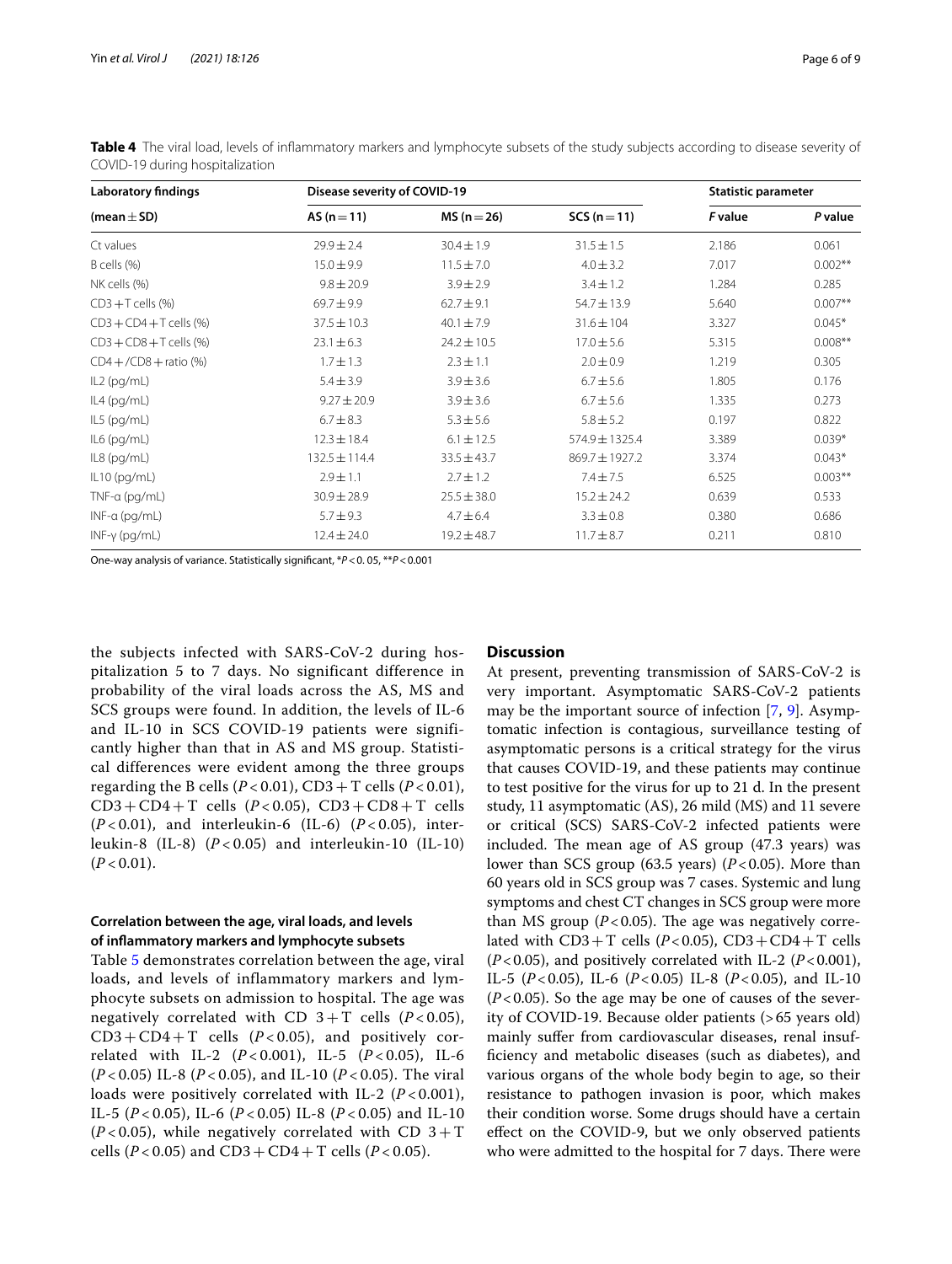**Table 4** The viral load, levels of inflammatory markers and lymphocyte subsets of the study subjects according to disease severity of COVID-19 during hospitalization

| Laboratory findings | Disease severity of COVID-19 | | | Statistic parameter | |
|---|---|---|---|---|---|
| (mean ± SD) | AS (n = 11) | MS (n = 26) | SCS (n = 11) | *F* value | *P* value |
| Ct values | 29.9 ± 2.4 | 30.4 ± 1.9 | 31.5 ± 1.5 | 2.186 | 0.061 |
| B cells (%) | 15.0 ± 9.9 | 11.5 ± 7.0 | 4.0 ± 3.2 | 7.017 | 0.002** |
| NK cells (%) | 9.8 ± 20.9 | 3.9 ± 2.9 | 3.4 ± 1.2 | 1.284 | 0.285 |
| CD3 + T cells (%) | 69.7 ± 9.9 | 62.7 ± 9.1 | 54.7 ± 13.9 | 5.640 | 0.007** |
| CD3 + CD4 + T cells (%) | 37.5 ± 10.3 | 40.1 ± 7.9 | 31.6 ± 104 | 3.327 | 0.045* |
| CD3 + CD8 + T cells (%) | 23.1 ± 6.3 | 24.2 ± 10.5 | 17.0 ± 5.6 | 5.315 | 0.008** |
| CD4 + /CD8 + ratio (%) | 1.7 ± 1.3 | 2.3 ± 1.1 | 2.0 ± 0.9 | 1.219 | 0.305 |
| IL2 (pg/mL) | 5.4 ± 3.9 | 3.9 ± 3.6 | 6.7 ± 5.6 | 1.805 | 0.176 |
| IL4 (pg/mL) | 9.27 ± 20.9 | 3.9 ± 3.6 | 6.7 ± 5.6 | 1.335 | 0.273 |
| IL5 (pg/mL) | 6.7 ± 8.3 | 5.3 ± 5.6 | 5.8 ± 5.2 | 0.197 | 0.822 |
| IL6 (pg/mL) | 12.3 ± 18.4 | 6.1 ± 12.5 | 574.9 ± 1325.4 | 3.389 | 0.039* |
| IL8 (pg/mL) | 132.5 ± 114.4 | 33.5 ± 43.7 | 869.7 ± 1927.2 | 3.374 | 0.043* |
| IL10 (pg/mL) | 2.9 ± 1.1 | 2.7 ± 1.2 | 7.4 ± 7.5 | 6.525 | 0.003** |
| TNF-α (pg/mL) | 30.9 ± 28.9 | 25.5 ± 38.0 | 15.2 ± 24.2 | 0.639 | 0.533 |
| INF-α (pg/mL) | 5.7 ± 9.3 | 4.7 ± 6.4 | 3.3 ± 0.8 | 0.380 | 0.686 |
| INF-γ (pg/mL) | 12.4 ± 24.0 | 19.2 ± 48.7 | 11.7 ± 8.7 | 0.211 | 0.810 |

One-way analysis of variance. Statistically significant, \*$P < 0.05$, \*\*$P < 0.001$

the subjects infected with SARS-CoV-2 during hospitalization 5 to 7 days. No significant difference in probability of the viral loads across the AS, MS and SCS groups were found. In addition, the levels of IL-6 and IL-10 in SCS COVID-19 patients were significantly higher than that in AS and MS group. Statistical differences were evident among the three groups regarding the B cells ($P < 0.01$), CD3 + T cells ($P < 0.01$), CD3 + CD4 + T cells ($P < 0.05$), CD3 + CD8 + T cells ($P < 0.01$), and interleukin-6 (IL-6) ($P < 0.05$), interleukin-8 (IL-8) ($P < 0.05$) and interleukin-10 (IL-10) ($P < 0.01$).

### Correlation between the age, viral loads, and levels of inflammatory markers and lymphocyte subsets

Table 5 demonstrates correlation between the age, viral loads, and levels of inflammatory markers and lymphocyte subsets on admission to hospital. The age was negatively correlated with CD 3 + T cells ($P < 0.05$), CD3 + CD4 + T cells ($P < 0.05$), and positively correlated with IL-2 ($P < 0.001$), IL-5 ($P < 0.05$), IL-6 ($P < 0.05$) IL-8 ($P < 0.05$), and IL-10 ($P < 0.05$). The viral loads were positively correlated with IL-2 ($P < 0.001$), IL-5 ($P < 0.05$), IL-6 ($P < 0.05$) IL-8 ($P < 0.05$) and IL-10 ($P < 0.05$), while negatively correlated with CD 3 + T cells ($P < 0.05$) and CD3 + CD4 + T cells ($P < 0.05$).

## Discussion

At present, preventing transmission of SARS-CoV-2 is very important. Asymptomatic SARS-CoV-2 patients may be the important source of infection [7, 9]. Asymptomatic infection is contagious, surveillance testing of asymptomatic persons is a critical strategy for the virus that causes COVID-19, and these patients may continue to test positive for the virus for up to 21 d. In the present study, 11 asymptomatic (AS), 26 mild (MS) and 11 severe or critical (SCS) SARS-CoV-2 infected patients were included. The mean age of AS group (47.3 years) was lower than SCS group (63.5 years) ($P < 0.05$). More than 60 years old in SCS group was 7 cases. Systemic and lung symptoms and chest CT changes in SCS group were more than MS group ($P < 0.05$). The age was negatively correlated with CD3 + T cells ($P < 0.05$), CD3 + CD4 + T cells ($P < 0.05$), and positively correlated with IL-2 ($P < 0.001$), IL-5 ($P < 0.05$), IL-6 ($P < 0.05$) IL-8 ($P < 0.05$), and IL-10 ($P < 0.05$). So the age may be one of causes of the severity of COVID-19. Because older patients (> 65 years old) mainly suffer from cardiovascular diseases, renal insufficiency and metabolic diseases (such as diabetes), and various organs of the whole body begin to age, so their resistance to pathogen invasion is poor, which makes their condition worse. Some drugs should have a certain effect on the COVID-9, but we only observed patients who were admitted to the hospital for 7 days. There were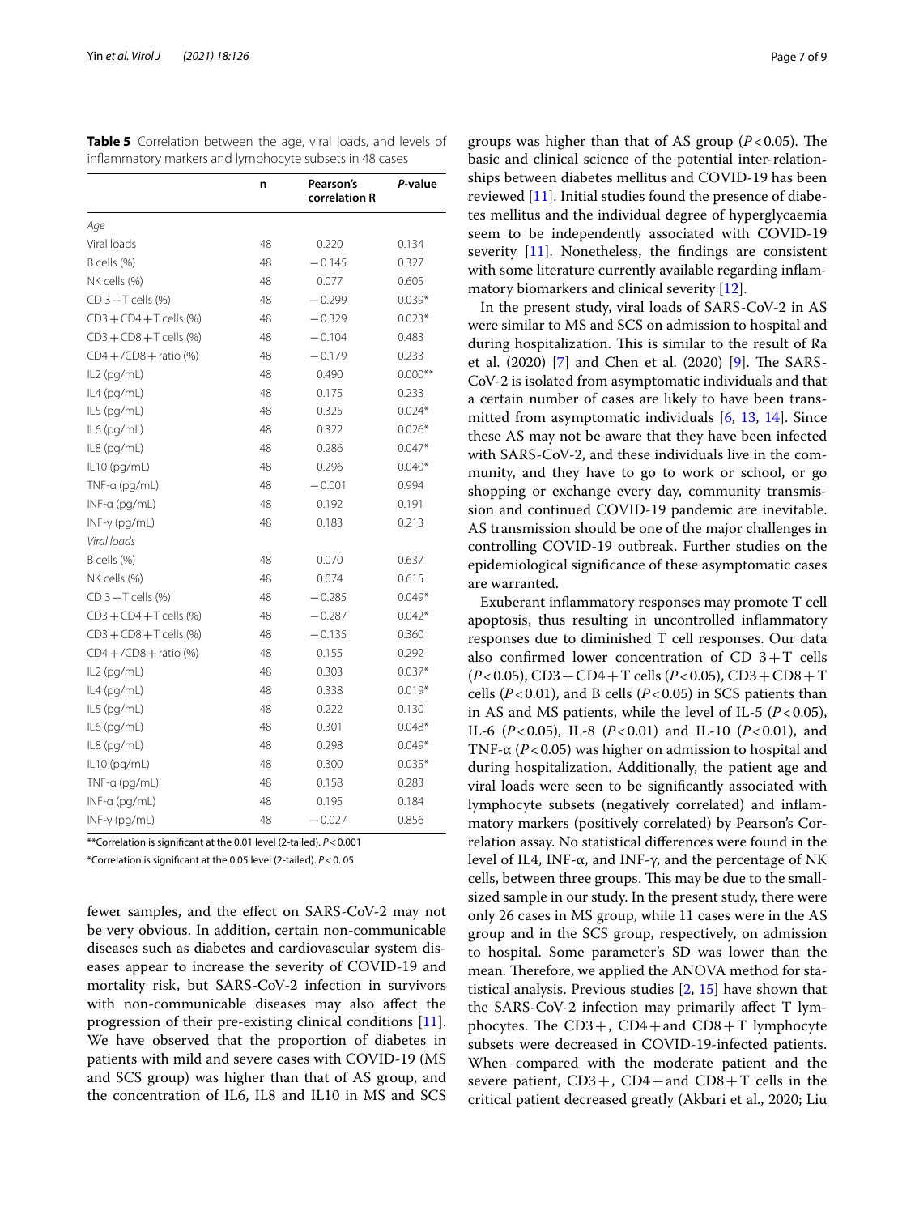**Table 5** Correlation between the age, viral loads, and levels of inflammatory markers and lymphocyte subsets in 48 cases

| | n | Pearson's correlation R | *P*-value |
|---|---|---|---|
| *Age* | | | |
| Viral loads | 48 | 0.220 | 0.134 |
| B cells (%) | 48 | −0.145 | 0.327 |
| NK cells (%) | 48 | 0.077 | 0.605 |
| CD 3+T cells (%) | 48 | −0.299 | 0.039* |
| CD3+CD4+T cells (%) | 48 | −0.329 | 0.023* |
| CD3+CD8+T cells (%) | 48 | −0.104 | 0.483 |
| CD4+/CD8+ratio (%) | 48 | −0.179 | 0.233 |
| IL2 (pg/mL) | 48 | 0.490 | 0.000** |
| IL4 (pg/mL) | 48 | 0.175 | 0.233 |
| IL5 (pg/mL) | 48 | 0.325 | 0.024* |
| IL6 (pg/mL) | 48 | 0.322 | 0.026* |
| IL8 (pg/mL) | 48 | 0.286 | 0.047* |
| IL10 (pg/mL) | 48 | 0.296 | 0.040* |
| TNF-α (pg/mL) | 48 | −0.001 | 0.994 |
| INF-α (pg/mL) | 48 | 0.192 | 0.191 |
| INF-γ (pg/mL) | 48 | 0.183 | 0.213 |
| *Viral loads* | | | |
| B cells (%) | 48 | 0.070 | 0.637 |
| NK cells (%) | 48 | 0.074 | 0.615 |
| CD 3+T cells (%) | 48 | −0.285 | 0.049* |
| CD3+CD4+T cells (%) | 48 | −0.287 | 0.042* |
| CD3+CD8+T cells (%) | 48 | −0.135 | 0.360 |
| CD4+/CD8+ratio (%) | 48 | 0.155 | 0.292 |
| IL2 (pg/mL) | 48 | 0.303 | 0.037* |
| IL4 (pg/mL) | 48 | 0.338 | 0.019* |
| IL5 (pg/mL) | 48 | 0.222 | 0.130 |
| IL6 (pg/mL) | 48 | 0.301 | 0.048* |
| IL8 (pg/mL) | 48 | 0.298 | 0.049* |
| IL10 (pg/mL) | 48 | 0.300 | 0.035* |
| TNF-α (pg/mL) | 48 | 0.158 | 0.283 |
| INF-α (pg/mL) | 48 | 0.195 | 0.184 |
| INF-γ (pg/mL) | 48 | −0.027 | 0.856 |

**Correlation is significant at the 0.01 level (2-tailed). $P<0.001$

*Correlation is significant at the 0.05 level (2-tailed). $P<0.05$

fewer samples, and the effect on SARS-CoV-2 may not be very obvious. In addition, certain non-communicable diseases such as diabetes and cardiovascular system diseases appear to increase the severity of COVID-19 and mortality risk, but SARS-CoV-2 infection in survivors with non-communicable diseases may also affect the progression of their pre-existing clinical conditions [11]. We have observed that the proportion of diabetes in patients with mild and severe cases with COVID-19 (MS and SCS group) was higher than that of AS group, and the concentration of IL6, IL8 and IL10 in MS and SCS groups was higher than that of AS group ($P<0.05$). The basic and clinical science of the potential inter-relationships between diabetes mellitus and COVID-19 has been reviewed [11]. Initial studies found the presence of diabetes mellitus and the individual degree of hyperglycaemia seem to be independently associated with COVID-19 severity [11]. Nonetheless, the findings are consistent with some literature currently available regarding inflammatory biomarkers and clinical severity [12].

In the present study, viral loads of SARS-CoV-2 in AS were similar to MS and SCS on admission to hospital and during hospitalization. This is similar to the result of Ra et al. (2020) [7] and Chen et al. (2020) [9]. The SARS-CoV-2 is isolated from asymptomatic individuals and that a certain number of cases are likely to have been transmitted from asymptomatic individuals [6, 13, 14]. Since these AS may not be aware that they have been infected with SARS-CoV-2, and these individuals live in the community, and they have to go to work or school, or go shopping or exchange every day, community transmission and continued COVID-19 pandemic are inevitable. AS transmission should be one of the major challenges in controlling COVID-19 outbreak. Further studies on the epidemiological significance of these asymptomatic cases are warranted.

Exuberant inflammatory responses may promote T cell apoptosis, thus resulting in uncontrolled inflammatory responses due to diminished T cell responses. Our data also confirmed lower concentration of CD 3+T cells ($P<0.05$), CD3+CD4+T cells ($P<0.05$), CD3+CD8+T cells ($P<0.01$), and B cells ($P<0.05$) in SCS patients than in AS and MS patients, while the level of IL-5 ($P<0.05$), IL-6 ($P<0.05$), IL-8 ($P<0.01$) and IL-10 ($P<0.01$), and TNF-α ($P<0.05$) was higher on admission to hospital and during hospitalization. Additionally, the patient age and viral loads were seen to be significantly associated with lymphocyte subsets (negatively correlated) and inflammatory markers (positively correlated) by Pearson's Correlation assay. No statistical differences were found in the level of IL4, INF-α, and INF-γ, and the percentage of NK cells, between three groups. This may be due to the small-sized sample in our study. In the present study, there were only 26 cases in MS group, while 11 cases were in the AS group and in the SCS group, respectively, on admission to hospital. Some parameter's SD was lower than the mean. Therefore, we applied the ANOVA method for statistical analysis. Previous studies [2, 15] have shown that the SARS-CoV-2 infection may primarily affect T lymphocytes. The CD3+, CD4+and CD8+T lymphocyte subsets were decreased in COVID-19-infected patients. When compared with the moderate patient and the severe patient, CD3+, CD4+and CD8+T cells in the critical patient decreased greatly (Akbari et al., 2020; Liu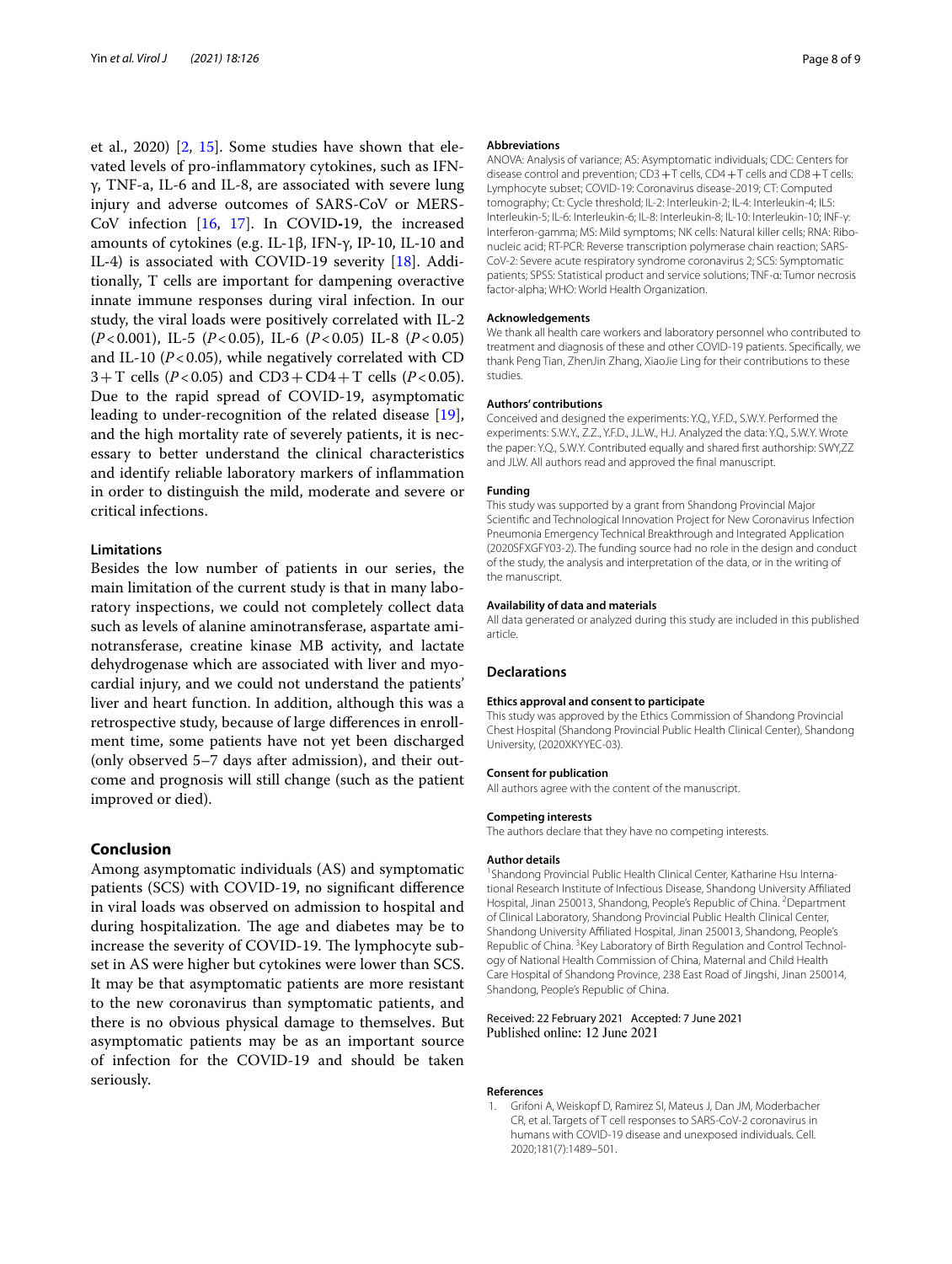et al., 2020) [2, 15]. Some studies have shown that elevated levels of pro-inflammatory cytokines, such as IFN-γ, TNF-a, IL-6 and IL-8, are associated with severe lung injury and adverse outcomes of SARS-CoV or MERS-CoV infection [16, 17]. In COVID-19, the increased amounts of cytokines (e.g. IL-1β, IFN-γ, IP-10, IL-10 and IL-4) is associated with COVID-19 severity [18]. Additionally, T cells are important for dampening overactive innate immune responses during viral infection. In our study, the viral loads were positively correlated with IL-2 ($P<0.001$), IL-5 ($P<0.05$), IL-6 ($P<0.05$) IL-8 ($P<0.05$) and IL-10 ($P<0.05$), while negatively correlated with CD 3+T cells ($P<0.05$) and CD3+CD4+T cells ($P<0.05$). Due to the rapid spread of COVID-19, asymptomatic leading to under-recognition of the related disease [19], and the high mortality rate of severely patients, it is necessary to better understand the clinical characteristics and identify reliable laboratory markers of inflammation in order to distinguish the mild, moderate and severe or critical infections.

### Limitations

Besides the low number of patients in our series, the main limitation of the current study is that in many laboratory inspections, we could not completely collect data such as levels of alanine aminotransferase, aspartate aminotransferase, creatine kinase MB activity, and lactate dehydrogenase which are associated with liver and myocardial injury, and we could not understand the patients' liver and heart function. In addition, although this was a retrospective study, because of large differences in enrollment time, some patients have not yet been discharged (only observed 5–7 days after admission), and their outcome and prognosis will still change (such as the patient improved or died).

## Conclusion

Among asymptomatic individuals (AS) and symptomatic patients (SCS) with COVID-19, no significant difference in viral loads was observed on admission to hospital and during hospitalization. The age and diabetes may be to increase the severity of COVID-19. The lymphocyte subset in AS were higher but cytokines were lower than SCS. It may be that asymptomatic patients are more resistant to the new coronavirus than symptomatic patients, and there is no obvious physical damage to themselves. But asymptomatic patients may be as an important source of infection for the COVID-19 and should be taken seriously.

#### Abbreviations

ANOVA: Analysis of variance; AS: Asymptomatic individuals; CDC: Centers for disease control and prevention; CD3+T cells, CD4+T cells and CD8+T cells: Lymphocyte subset; COVID-19: Coronavirus disease-2019; CT: Computed tomography; Ct: Cycle threshold; IL-2: Interleukin-2; IL-4: Interleukin-4; IL5: Interleukin-5; IL-6: Interleukin-6; IL-8: Interleukin-8; IL-10: Interleukin-10; INF-γ: Interferon-gamma; MS: Mild symptoms; NK cells: Natural killer cells; RNA: Ribonucleic acid; RT-PCR: Reverse transcription polymerase chain reaction; SARS-CoV-2: Severe acute respiratory syndrome coronavirus 2; SCS: Symptomatic patients; SPSS: Statistical product and service solutions; TNF-α: Tumor necrosis factor-alpha; WHO: World Health Organization.

#### Acknowledgements

We thank all health care workers and laboratory personnel who contributed to treatment and diagnosis of these and other COVID-19 patients. Specifically, we thank Peng Tian, ZhenJin Zhang, XiaoJie Ling for their contributions to these studies.

#### Authors' contributions

Conceived and designed the experiments: Y.Q., Y.F.D., S.W.Y. Performed the experiments: S.W.Y., Z.Z., Y.F.D., J.L.W., H.J. Analyzed the data: Y.Q., S.W.Y. Wrote the paper: Y.Q., S.W.Y. Contributed equally and shared first authorship: SWY,ZZ and JLW. All authors read and approved the final manuscript.

#### Funding

This study was supported by a grant from Shandong Provincial Major Scientific and Technological Innovation Project for New Coronavirus Infection Pneumonia Emergency Technical Breakthrough and Integrated Application (2020SFXGFY03-2). The funding source had no role in the design and conduct of the study, the analysis and interpretation of the data, or in the writing of the manuscript.

#### Availability of data and materials

All data generated or analyzed during this study are included in this published article.

### Declarations

#### Ethics approval and consent to participate

This study was approved by the Ethics Commission of Shandong Provincial Chest Hospital (Shandong Provincial Public Health Clinical Center), Shandong University, (2020XKYYEC-03).

#### Consent for publication

All authors agree with the content of the manuscript.

#### Competing interests

The authors declare that they have no competing interests.

#### Author details

[1] Shandong Provincial Public Health Clinical Center, Katharine Hsu International Research Institute of Infectious Disease, Shandong University Affiliated Hospital, Jinan 250013, Shandong, People's Republic of China. [2] Department of Clinical Laboratory, Shandong Provincial Public Health Clinical Center, Shandong University Affiliated Hospital, Jinan 250013, Shandong, People's Republic of China. [3] Key Laboratory of Birth Regulation and Control Technology of National Health Commission of China, Maternal and Child Health Care Hospital of Shandong Province, 238 East Road of Jingshi, Jinan 250014, Shandong, People's Republic of China.

Received: 22 February 2021 Accepted: 7 June 2021
Published online: 12 June 2021

#### References

1. Grifoni A, Weiskopf D, Ramirez SI, Mateus J, Dan JM, Moderbacher CR, et al. Targets of T cell responses to SARS-CoV-2 coronavirus in humans with COVID-19 disease and unexposed individuals. Cell. 2020;181(7):1489–501.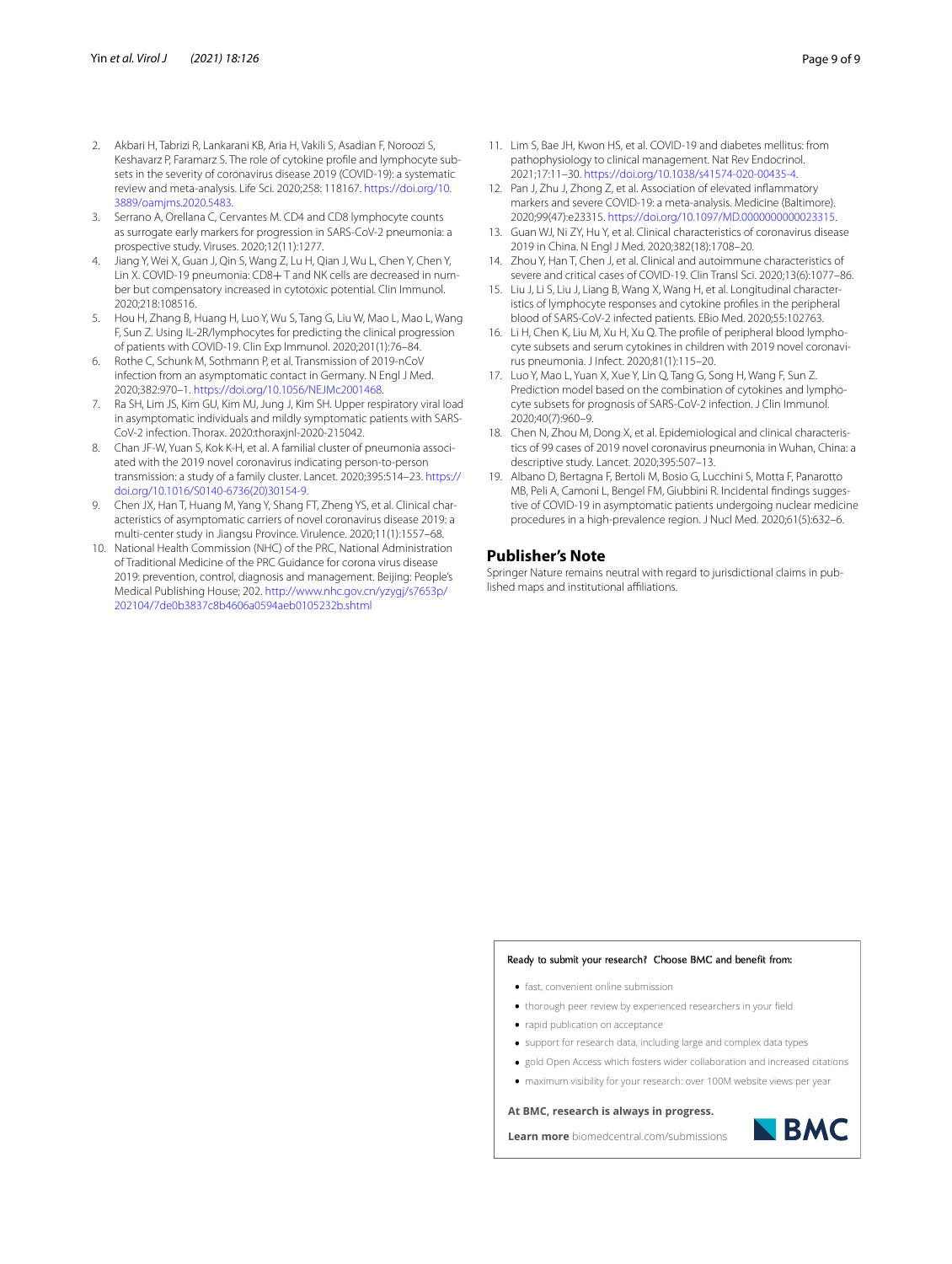2. Akbari H, Tabrizi R, Lankarani KB, Aria H, Vakili S, Asadian F, Noroozi S, Keshavarz P, Faramarz S. The role of cytokine profile and lymphocyte subsets in the severity of coronavirus disease 2019 (COVID-19): a systematic review and meta-analysis. Life Sci. 2020;258: 118167. https://doi.org/10.3889/oamjms.2020.5483.
3. Serrano A, Orellana C, Cervantes M. CD4 and CD8 lymphocyte counts as surrogate early markers for progression in SARS-CoV-2 pneumonia: a prospective study. Viruses. 2020;12(11):1277.
4. Jiang Y, Wei X, Guan J, Qin S, Wang Z, Lu H, Qian J, Wu L, Chen Y, Chen Y, Lin X. COVID-19 pneumonia: CD8+ T and NK cells are decreased in number but compensatory increased in cytotoxic potential. Clin Immunol. 2020;218:108516.
5. Hou H, Zhang B, Huang H, Luo Y, Wu S, Tang G, Liu W, Mao L, Mao L, Wang F, Sun Z. Using IL-2R/lymphocytes for predicting the clinical progression of patients with COVID-19. Clin Exp Immunol. 2020;201(1):76–84.
6. Rothe C, Schunk M, Sothmann P, et al. Transmission of 2019-nCoV infection from an asymptomatic contact in Germany. N Engl J Med. 2020;382:970–1. https://doi.org/10.1056/NEJMc2001468.
7. Ra SH, Lim JS, Kim GU, Kim MJ, Jung J, Kim SH. Upper respiratory viral load in asymptomatic individuals and mildly symptomatic patients with SARS-CoV-2 infection. Thorax. 2020:thoraxjnl-2020-215042.
8. Chan JF-W, Yuan S, Kok K-H, et al. A familial cluster of pneumonia associated with the 2019 novel coronavirus indicating person-to-person transmission: a study of a family cluster. Lancet. 2020;395:514–23. https://doi.org/10.1016/S0140-6736(20)30154-9.
9. Chen JX, Han T, Huang M, Yang Y, Shang FT, Zheng YS, et al. Clinical characteristics of asymptomatic carriers of novel coronavirus disease 2019: a multi-center study in Jiangsu Province. Virulence. 2020;11(1):1557–68.
10. National Health Commission (NHC) of the PRC, National Administration of Traditional Medicine of the PRC Guidance for corona virus disease 2019: prevention, control, diagnosis and management. Beijing: People's Medical Publishing House; 202. http://www.nhc.gov.cn/yzygj/s7653p/202104/7de0b3837c8b4606a0594aeb0105232b.shtml
11. Lim S, Bae JH, Kwon HS, et al. COVID-19 and diabetes mellitus: from pathophysiology to clinical management. Nat Rev Endocrinol. 2021;17:11–30. https://doi.org/10.1038/s41574-020-00435-4.
12. Pan J, Zhu J, Zhong Z, et al. Association of elevated inflammatory markers and severe COVID-19: a meta-analysis. Medicine (Baltimore). 2020;99(47):e23315. https://doi.org/10.1097/MD.0000000000023315.
13. Guan WJ, Ni ZY, Hu Y, et al. Clinical characteristics of coronavirus disease 2019 in China. N Engl J Med. 2020;382(18):1708–20.
14. Zhou Y, Han T, Chen J, et al. Clinical and autoimmune characteristics of severe and critical cases of COVID-19. Clin Transl Sci. 2020;13(6):1077–86.
15. Liu J, Li S, Liu J, Liang B, Wang X, Wang H, et al. Longitudinal characteristics of lymphocyte responses and cytokine profiles in the peripheral blood of SARS-CoV-2 infected patients. EBio Med. 2020;55:102763.
16. Li H, Chen K, Liu M, Xu H, Xu Q. The profile of peripheral blood lymphocyte subsets and serum cytokines in children with 2019 novel coronavirus pneumonia. J Infect. 2020;81(1):115–20.
17. Luo Y, Mao L, Yuan X, Xue Y, Lin Q, Tang G, Song H, Wang F, Sun Z. Prediction model based on the combination of cytokines and lymphocyte subsets for prognosis of SARS-CoV-2 infection. J Clin Immunol. 2020;40(7):960–9.
18. Chen N, Zhou M, Dong X, et al. Epidemiological and clinical characteristics of 99 cases of 2019 novel coronavirus pneumonia in Wuhan, China: a descriptive study. Lancet. 2020;395:507–13.
19. Albano D, Bertagna F, Bertoli M, Bosio G, Lucchini S, Motta F, Panarotto MB, Peli A, Camoni L, Bengel FM, Giubbini R. Incidental findings suggestive of COVID-19 in asymptomatic patients undergoing nuclear medicine procedures in a high-prevalence region. J Nucl Med. 2020;61(5):632–6.

## Publisher's Note

Springer Nature remains neutral with regard to jurisdictional claims in published maps and institutional affiliations.

Ready to submit your research? Choose BMC and benefit from:

- fast, convenient online submission
- thorough peer review by experienced researchers in your field
- rapid publication on acceptance
- support for research data, including large and complex data types
- gold Open Access which fosters wider collaboration and increased citations
- maximum visibility for your research: over 100M website views per year

**At BMC, research is always in progress.**

**Learn more** biomedcentral.com/submissions

BMC